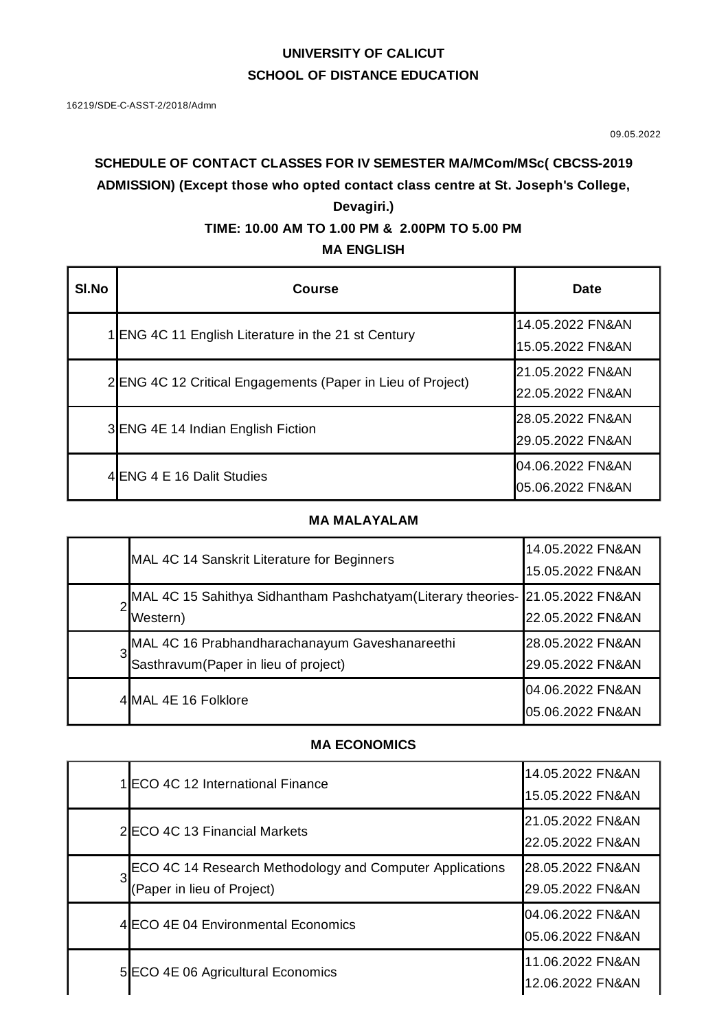**UNIVERSITY OF CALICUT**

**SCHOOL OF DISTANCE EDUCATION**

16219/SDE-C-ASST-2/2018/Admn

09.05.2022

**SCHEDULE OF CONTACT CLASSES FOR IV SEMESTER MA/MCom/MSc( CBCSS-2019 ADMISSION) (Except those who opted contact class centre at St. Joseph's College, Devagiri.)**

**TIME: 10.00 AM TO 1.00 PM & 2.00PM TO 5.00 PM**

**MA ENGLISH**

| Sl.No | Course | Date |
|---|---|---|
| 1 | ENG 4C 11 English Literature in the 21 st Century | 14.05.2022 FN&AN<br>15.05.2022 FN&AN |
| 2 | ENG 4C 12 Critical Engagements (Paper in Lieu of Project) | 21.05.2022 FN&AN<br>22.05.2022 FN&AN |
| 3 | ENG 4E 14 Indian English Fiction | 28.05.2022 FN&AN<br>29.05.2022 FN&AN |
| 4 | ENG 4 E 16 Dalit Studies | 04.06.2022 FN&AN<br>05.06.2022 FN&AN |

**MA MALAYALAM**

| Sl.No | Course | Date |
|---|---|---|
| | MAL 4C 14 Sanskrit Literature for Beginners | 14.05.2022 FN&AN<br>15.05.2022 FN&AN |
| 2 | MAL 4C 15 Sahithya Sidhantham Pashchatyam(Literary theories- Western) | 21.05.2022 FN&AN<br>22.05.2022 FN&AN |
| 3 | MAL 4C 16 Prabhandharachanayum Gaveshanareethi Sasthravum(Paper in lieu of project) | 28.05.2022 FN&AN<br>29.05.2022 FN&AN |
| 4 | MAL 4E 16 Folklore | 04.06.2022 FN&AN<br>05.06.2022 FN&AN |

**MA ECONOMICS**

| Sl.No | Course | Date |
|---|---|---|
| 1 | ECO 4C 12 International Finance | 14.05.2022 FN&AN<br>15.05.2022 FN&AN |
| 2 | ECO 4C 13 Financial Markets | 21.05.2022 FN&AN<br>22.05.2022 FN&AN |
| 3 | ECO 4C 14 Research Methodology and Computer Applications (Paper in lieu of Project) | 28.05.2022 FN&AN<br>29.05.2022 FN&AN |
| 4 | ECO 4E 04 Environmental Economics | 04.06.2022 FN&AN<br>05.06.2022 FN&AN |
| 5 | ECO 4E 06 Agricultural Economics | 11.06.2022 FN&AN<br>12.06.2022 FN&AN |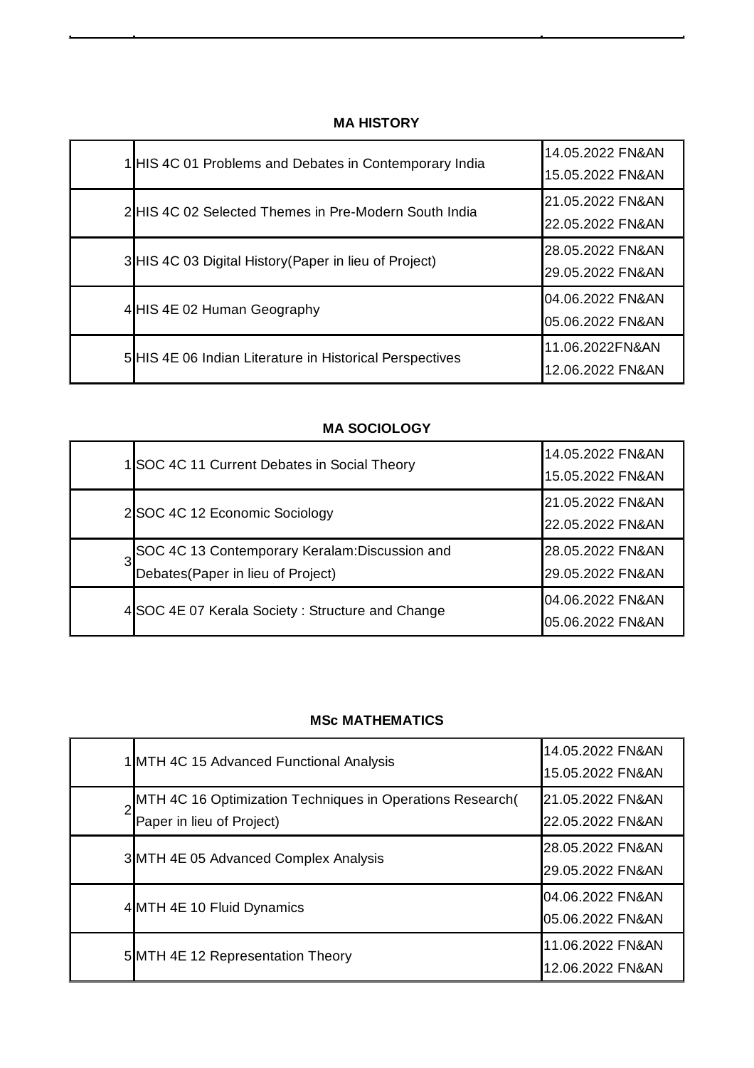**MA HISTORY**

| | | |
|---|---|---|
| 1 | HIS 4C 01 Problems and Debates in Contemporary India | 14.05.2022 FN&AN<br>15.05.2022 FN&AN |
| 2 | HIS 4C 02 Selected Themes in Pre-Modern South India | 21.05.2022 FN&AN<br>22.05.2022 FN&AN |
| 3 | HIS 4C 03 Digital History(Paper in lieu of Project) | 28.05.2022 FN&AN<br>29.05.2022 FN&AN |
| 4 | HIS 4E 02 Human Geography | 04.06.2022 FN&AN<br>05.06.2022 FN&AN |
| 5 | HIS 4E 06 Indian Literature in Historical Perspectives | 11.06.2022FN&AN<br>12.06.2022 FN&AN |

**MA SOCIOLOGY**

| | | |
|---|---|---|
| 1 | SOC 4C 11 Current Debates in Social Theory | 14.05.2022 FN&AN<br>15.05.2022 FN&AN |
| 2 | SOC 4C 12 Economic Sociology | 21.05.2022 FN&AN<br>22.05.2022 FN&AN |
| 3 | SOC 4C 13 Contemporary Keralam:Discussion and Debates(Paper in lieu of Project) | 28.05.2022 FN&AN<br>29.05.2022 FN&AN |
| 4 | SOC 4E 07 Kerala Society : Structure and Change | 04.06.2022 FN&AN<br>05.06.2022 FN&AN |

**MSc MATHEMATICS**

| | | |
|---|---|---|
| 1 | MTH 4C 15 Advanced Functional Analysis | 14.05.2022 FN&AN<br>15.05.2022 FN&AN |
| 2 | MTH 4C 16 Optimization Techniques in Operations Research( Paper in lieu of Project) | 21.05.2022 FN&AN<br>22.05.2022 FN&AN |
| 3 | MTH 4E 05 Advanced Complex Analysis | 28.05.2022 FN&AN<br>29.05.2022 FN&AN |
| 4 | MTH 4E 10 Fluid Dynamics | 04.06.2022 FN&AN<br>05.06.2022 FN&AN |
| 5 | MTH 4E 12 Representation Theory | 11.06.2022 FN&AN<br>12.06.2022 FN&AN |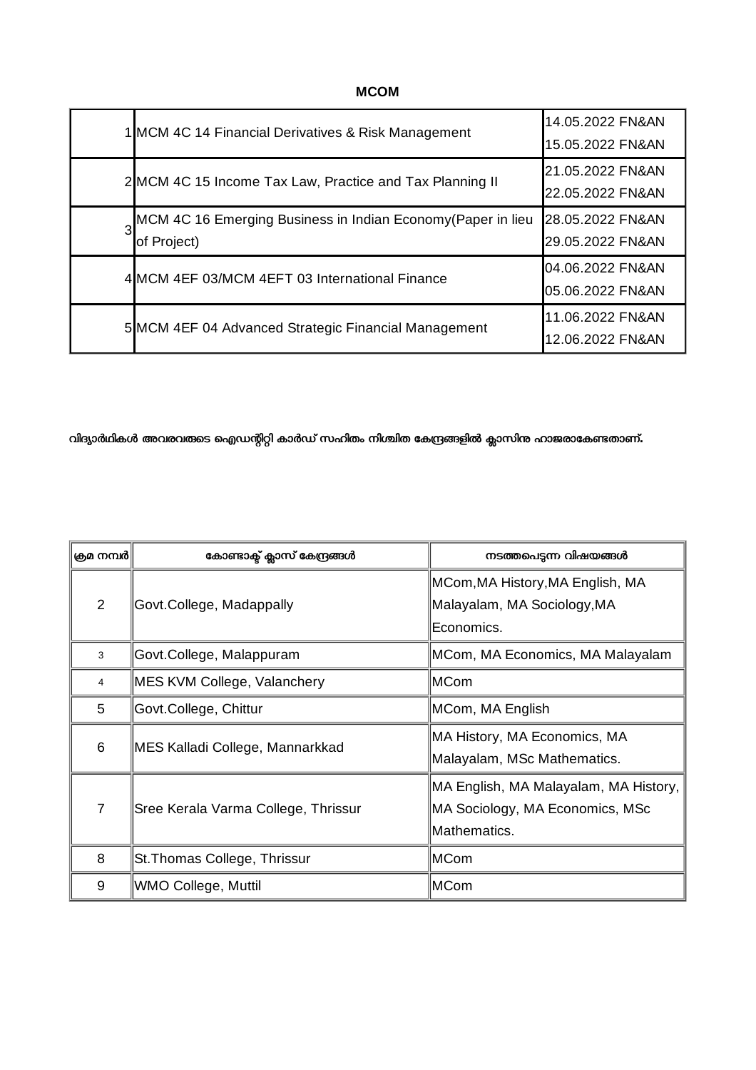**MCOM**

| | | |
|---|---|---|
| 1 | MCM 4C 14 Financial Derivatives & Risk Management | 14.05.2022 FN&AN<br>15.05.2022 FN&AN |
| 2 | MCM 4C 15 Income Tax Law, Practice and Tax Planning II | 21.05.2022 FN&AN<br>22.05.2022 FN&AN |
| 3 | MCM 4C 16 Emerging Business in Indian Economy(Paper in lieu of Project) | 28.05.2022 FN&AN<br>29.05.2022 FN&AN |
| 4 | MCM 4EF 03/MCM 4EFT 03 International Finance | 04.06.2022 FN&AN<br>05.06.2022 FN&AN |
| 5 | MCM 4EF 04 Advanced Strategic Financial Management | 11.06.2022 FN&AN<br>12.06.2022 FN&AN |

**വിദ്യാർഥികൾ അവരവരുടെ ഐഡന്റിറ്റി കാർഡ് സഹിതം നിശ്ചിത കേന്ദ്രങ്ങളിൽ ക്ലാസിനു ഹാജരാകേണ്ടതാണ്.**

| ക്രമ നമ്പർ | കോണ്ടാക്ട് ക്ലാസ് കേന്ദ്രങ്ങൾ | നടത്തപെടുന്ന വിഷയങ്ങൾ |
|---|---|---|
| 2 | Govt.College, Madappally | MCom,MA History,MA English, MA Malayalam, MA Sociology,MA Economics. |
| 3 | Govt.College, Malappuram | MCom, MA Economics, MA Malayalam |
| 4 | MES KVM College, Valanchery | MCom |
| 5 | Govt.College, Chittur | MCom, MA English |
| 6 | MES Kalladi College, Mannarkkad | MA History, MA Economics, MA Malayalam, MSc Mathematics. |
| 7 | Sree Kerala Varma College, Thrissur | MA English, MA Malayalam, MA History, MA Sociology, MA Economics, MSc Mathematics. |
| 8 | St.Thomas College, Thrissur | MCom |
| 9 | WMO College, Muttil | MCom |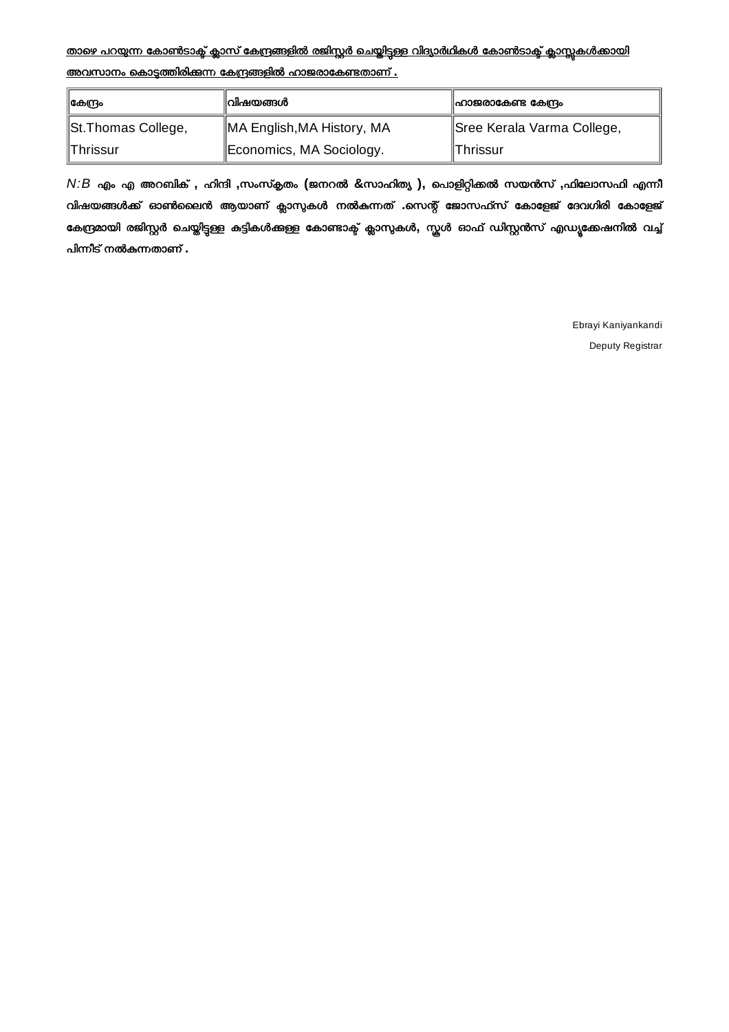<u>താഴെ പറയുന്ന കോൺടാക്ട് ക്ലാസ് കേന്ദ്രങ്ങളിൽ രജിസ്റ്റർ ചെയ്തിട്ടുള്ള വിദ്യാർഥികൾ കോൺടാക്ട് ക്ലാസ്സുകൾക്കായി അവസാനം കൊടുത്തിരിക്കുന്ന കേന്ദ്രങ്ങളിൽ ഹാജരാകേണ്ടതാണ് .</u>

| കേന്ദ്രം | വിഷയങ്ങൾ | ഹാജരാകേണ്ട കേന്ദ്രം |
|---|---|---|
| St.Thomas College, Thrissur | MA English,MA History, MA Economics, MA Sociology. | Sree Kerala Varma College, Thrissur |

*N:B* **എം എ അറബിക് , ഹിന്ദി ,സംസ്കൃതം (ജനറൽ &സാഹിത്യ ), പൊളിറ്റിക്കൽ സയൻസ് ,ഫിലോസഫി എന്നീ വിഷയങ്ങൾക്ക് ഓൺലൈൻ ആയാണ് ക്ലാസുകൾ നൽകുന്നത് .സെന്റ് ജോസഫ്സ് കോളേജ് ദേവഗിരി കോളേജ് കേന്ദ്രമായി രജിസ്റ്റർ ചെയ്തിട്ടുള്ള കുട്ടികൾക്കുള്ള കോണ്ടാക്ട് ക്ലാസുകൾ, സ്കൂൾ ഓഫ് ഡിസ്റ്റൻസ് എഡ്യൂക്കേഷനിൽ വച്ച് പിന്നീട് നൽകുന്നതാണ് .**

Ebrayi Kaniyankandi

Deputy Registrar